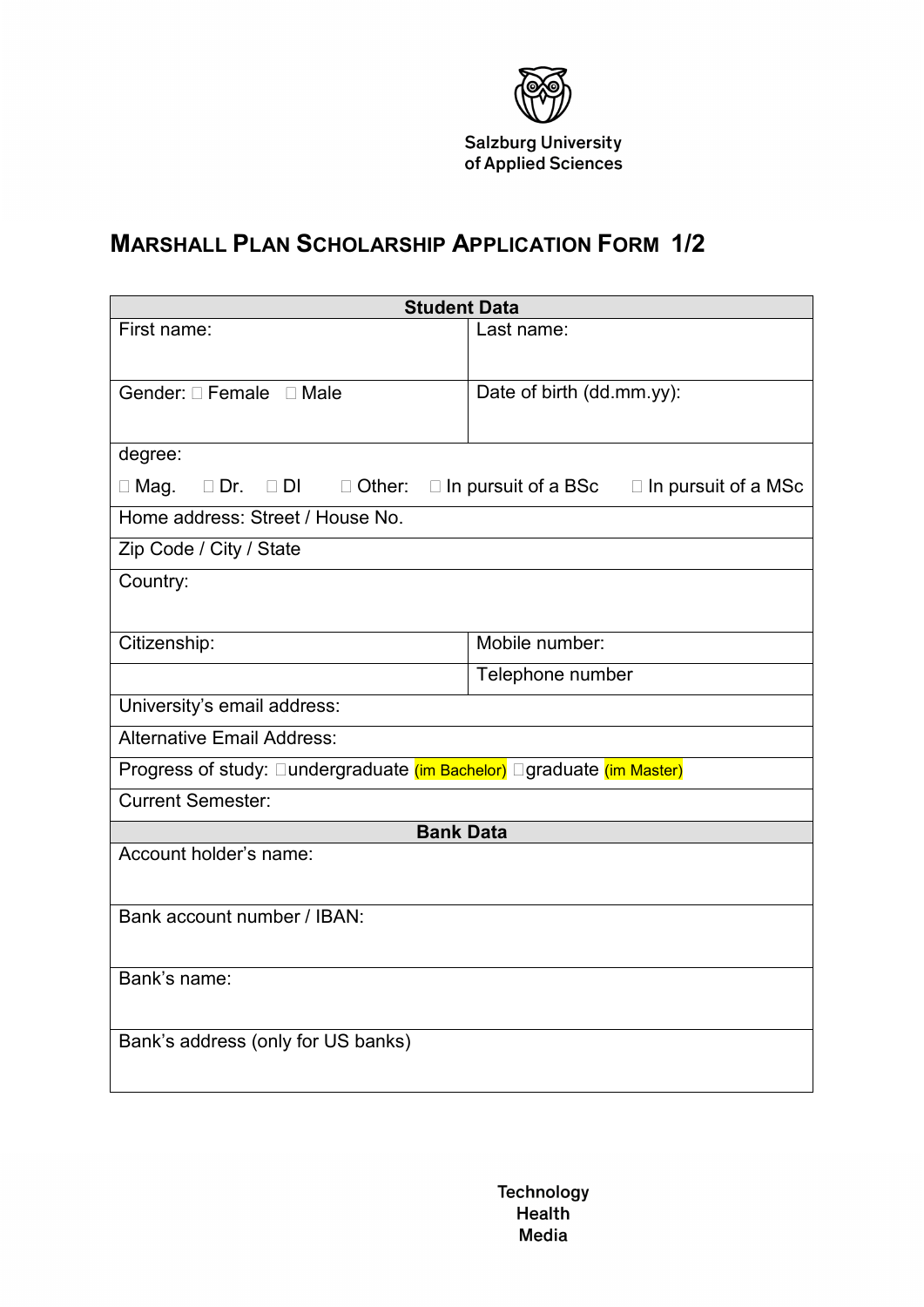Salzburg University of Applied Sciences

# MARSHALL PLAN SCHOLARSHIP APPLICATION FORM 1/2

| Student Data | |
|---|---|
| First name: | Last name: |
| Gender: ☐ Female ☐ Male | Date of birth (dd.mm.yy): |
| degree:<br>☐ Mag. ☐ Dr. ☐ DI ☐ Other: ☐ In pursuit of a BSc ☐ In pursuit of a MSc | |
| Home address: Street / House No. | |
| Zip Code / City / State | |
| Country: | |
| Citizenship: | Mobile number: |
| | Telephone number |
| University's email address: | |
| Alternative Email Address: | |
| Progress of study: ☐undergraduate (im Bachelor) ☐graduate (im Master) | |
| Current Semester: | |
| **Bank Data** | |
| Account holder's name: | |
| Bank account number / IBAN: | |
| Bank's name: | |
| Bank's address (only for US banks) | |

Technology
Health
Media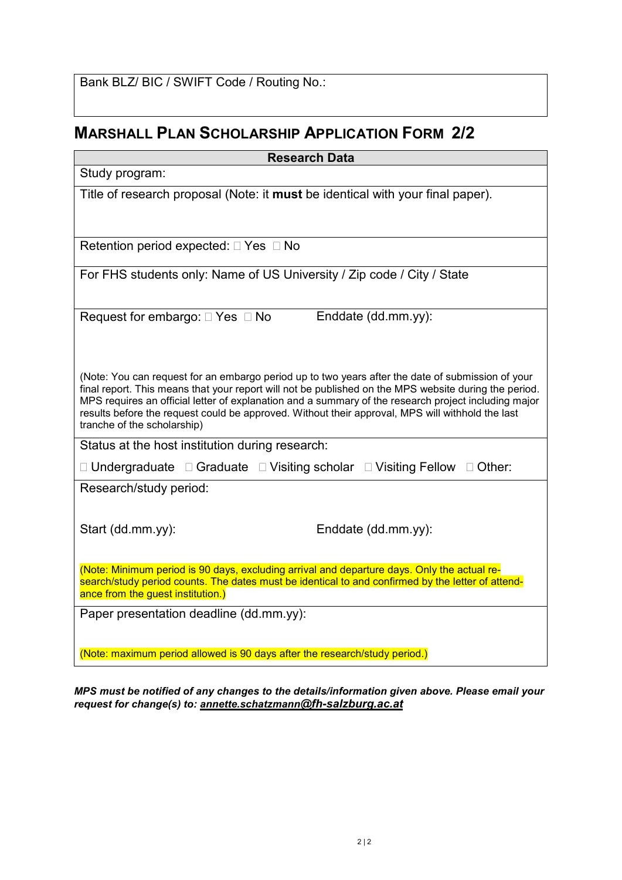| Bank BLZ/ BIC / SWIFT Code / Routing No.: |
| --- |

## MARSHALL PLAN SCHOLARSHIP APPLICATION FORM 2/2

| Research Data | |
| --- | --- |
| Study program: | |
| Title of research proposal (Note: it **must** be identical with your final paper). | |
| Retention period expected: ☐ Yes ☐ No | |
| For FHS students only: Name of US University / Zip code / City / State | |
| Request for embargo: ☐ Yes ☐ No | Enddate (dd.mm.yy): |
| (Note: You can request for an embargo period up to two years after the date of submission of your final report. This means that your report will not be published on the MPS website during the period. MPS requires an official letter of explanation and a summary of the research project including major results before the request could be approved. Without their approval, MPS will withhold the last tranche of the scholarship) | |
| Status at the host institution during research:<br>☐ Undergraduate ☐ Graduate ☐ Visiting scholar ☐ Visiting Fellow ☐ Other: | |
| Research/study period: | |
| Start (dd.mm.yy): | Enddate (dd.mm.yy): |
| (Note: Minimum period is 90 days, excluding arrival and departure days. Only the actual research/study period counts. The dates must be identical to and confirmed by the letter of attendance from the guest institution.) | |
| Paper presentation deadline (dd.mm.yy):<br>(Note: maximum period allowed is 90 days after the research/study period.) | |

***MPS must be notified of any changes to the details/information given above. Please email your request for change(s) to: annette.schatzmann@fh-salzburg.ac.at***